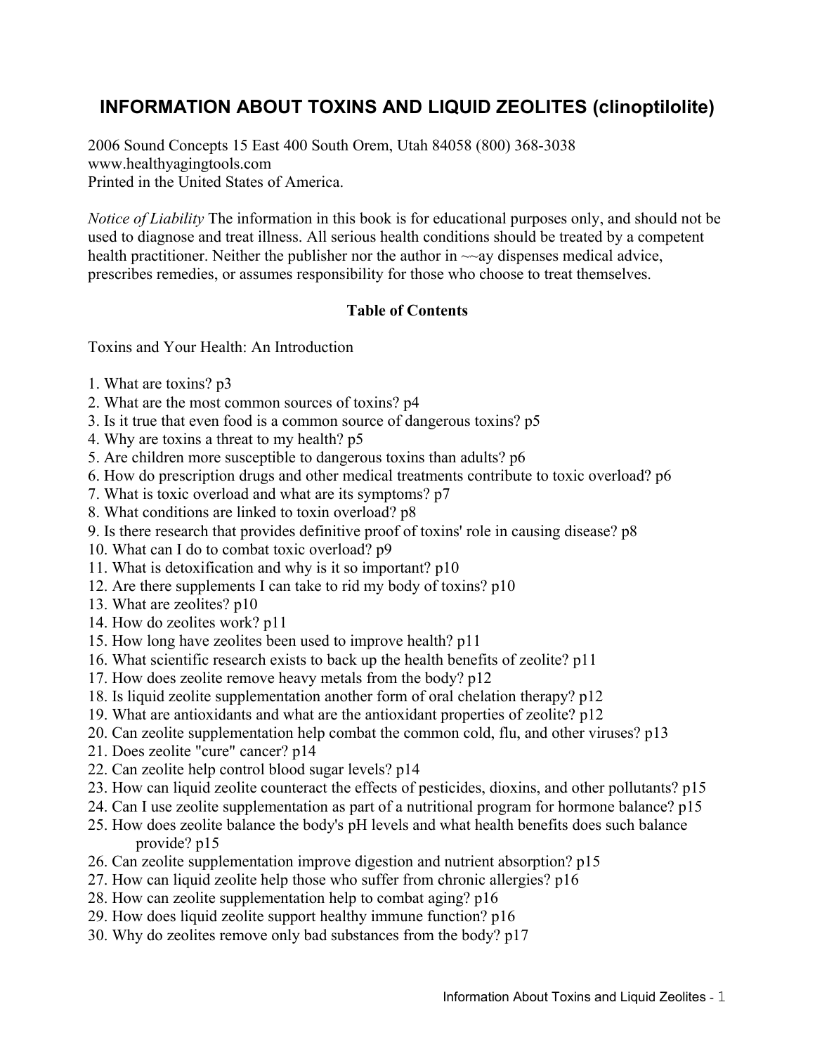# INFORMATION ABOUT TOXINS AND LIQUID ZEOLITES (clinoptilolite)

2006 Sound Concepts 15 East 400 South Orem, Utah 84058 (800) 368-3038
www.healthyagingtools.com
Printed in the United States of America.

*Notice of Liability* The information in this book is for educational purposes only, and should not be used to diagnose and treat illness. All serious health conditions should be treated by a competent health practitioner. Neither the publisher nor the author in ~~ay dispenses medical advice, prescribes remedies, or assumes responsibility for those who choose to treat themselves.

**Table of Contents**

Toxins and Your Health: An Introduction

1. What are toxins? p3
2. What are the most common sources of toxins? p4
3. Is it true that even food is a common source of dangerous toxins? p5
4. Why are toxins a threat to my health? p5
5. Are children more susceptible to dangerous toxins than adults? p6
6. How do prescription drugs and other medical treatments contribute to toxic overload? p6
7. What is toxic overload and what are its symptoms? p7
8. What conditions are linked to toxin overload? p8
9. Is there research that provides definitive proof of toxins' role in causing disease? p8
10. What can I do to combat toxic overload? p9
11. What is detoxification and why is it so important? p10
12. Are there supplements I can take to rid my body of toxins? p10
13. What are zeolites? p10
14. How do zeolites work? p11
15. How long have zeolites been used to improve health? p11
16. What scientific research exists to back up the health benefits of zeolite? p11
17. How does zeolite remove heavy metals from the body? p12
18. Is liquid zeolite supplementation another form of oral chelation therapy? p12
19. What are antioxidants and what are the antioxidant properties of zeolite? p12
20. Can zeolite supplementation help combat the common cold, flu, and other viruses? p13
21. Does zeolite "cure" cancer? p14
22. Can zeolite help control blood sugar levels? p14
23. How can liquid zeolite counteract the effects of pesticides, dioxins, and other pollutants? p15
24. Can I use zeolite supplementation as part of a nutritional program for hormone balance? p15
25. How does zeolite balance the body's pH levels and what health benefits does such balance provide? p15
26. Can zeolite supplementation improve digestion and nutrient absorption? p15
27. How can liquid zeolite help those who suffer from chronic allergies? p16
28. How can zeolite supplementation help to combat aging? p16
29. How does liquid zeolite support healthy immune function? p16
30. Why do zeolites remove only bad substances from the body? p17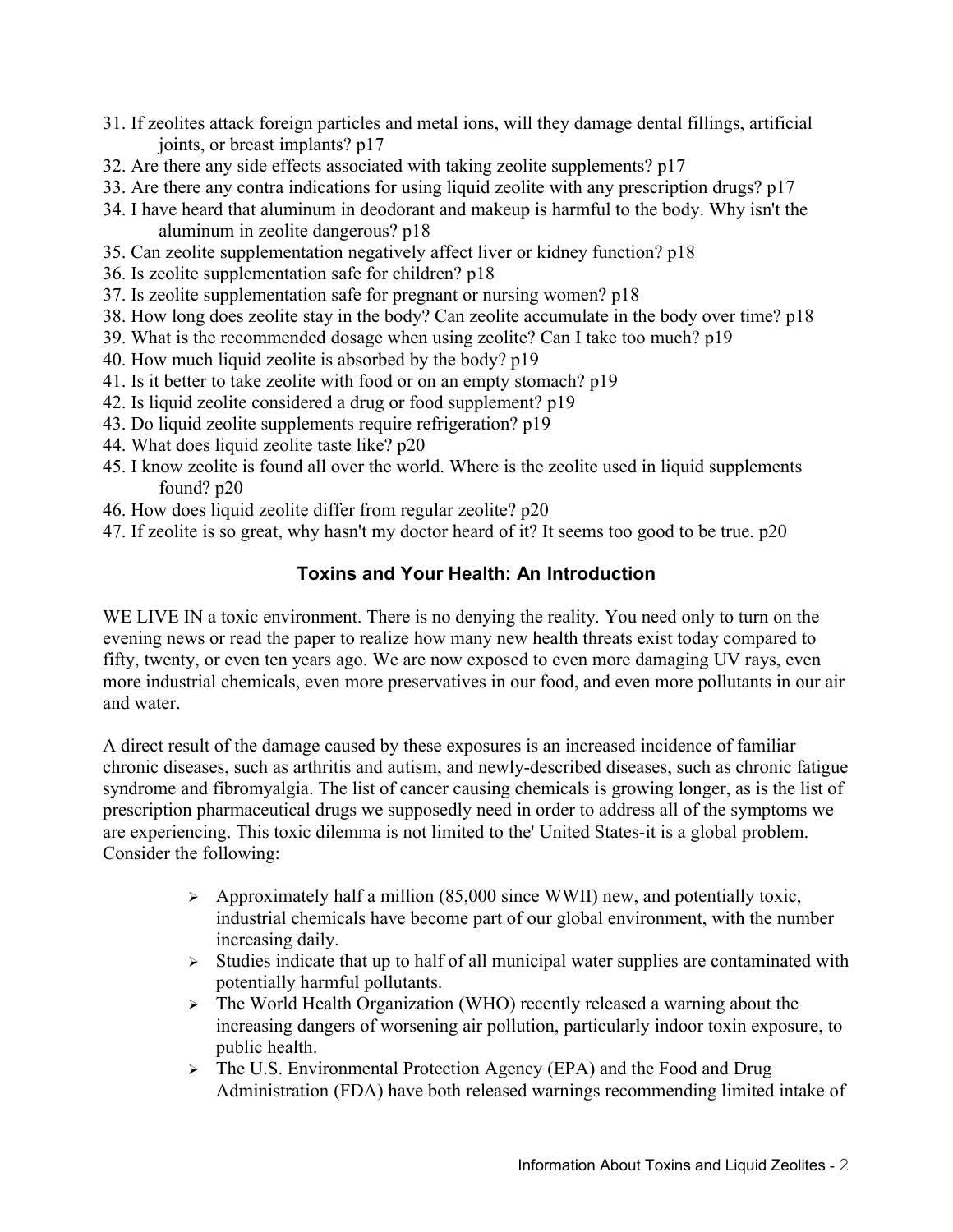31. If zeolites attack foreign particles and metal ions, will they damage dental fillings, artificial joints, or breast implants? p17
32. Are there any side effects associated with taking zeolite supplements? p17
33. Are there any contra indications for using liquid zeolite with any prescription drugs? p17
34. I have heard that aluminum in deodorant and makeup is harmful to the body. Why isn't the aluminum in zeolite dangerous? p18
35. Can zeolite supplementation negatively affect liver or kidney function? p18
36. Is zeolite supplementation safe for children? p18
37. Is zeolite supplementation safe for pregnant or nursing women? p18
38. How long does zeolite stay in the body? Can zeolite accumulate in the body over time? p18
39. What is the recommended dosage when using zeolite? Can I take too much? p19
40. How much liquid zeolite is absorbed by the body? p19
41. Is it better to take zeolite with food or on an empty stomach? p19
42. Is liquid zeolite considered a drug or food supplement? p19
43. Do liquid zeolite supplements require refrigeration? p19
44. What does liquid zeolite taste like? p20
45. I know zeolite is found all over the world. Where is the zeolite used in liquid supplements found? p20
46. How does liquid zeolite differ from regular zeolite? p20
47. If zeolite is so great, why hasn't my doctor heard of it? It seems too good to be true. p20

## Toxins and Your Health: An Introduction

WE LIVE IN a toxic environment. There is no denying the reality. You need only to turn on the evening news or read the paper to realize how many new health threats exist today compared to fifty, twenty, or even ten years ago. We are now exposed to even more damaging UV rays, even more industrial chemicals, even more preservatives in our food, and even more pollutants in our air and water.

A direct result of the damage caused by these exposures is an increased incidence of familiar chronic diseases, such as arthritis and autism, and newly-described diseases, such as chronic fatigue syndrome and fibromyalgia. The list of cancer causing chemicals is growing longer, as is the list of prescription pharmaceutical drugs we supposedly need in order to address all of the symptoms we are experiencing. This toxic dilemma is not limited to the' United States-it is a global problem. Consider the following:

- Approximately half a million (85,000 since WWII) new, and potentially toxic, industrial chemicals have become part of our global environment, with the number increasing daily.
- Studies indicate that up to half of all municipal water supplies are contaminated with potentially harmful pollutants.
- The World Health Organization (WHO) recently released a warning about the increasing dangers of worsening air pollution, particularly indoor toxin exposure, to public health.
- The U.S. Environmental Protection Agency (EPA) and the Food and Drug Administration (FDA) have both released warnings recommending limited intake of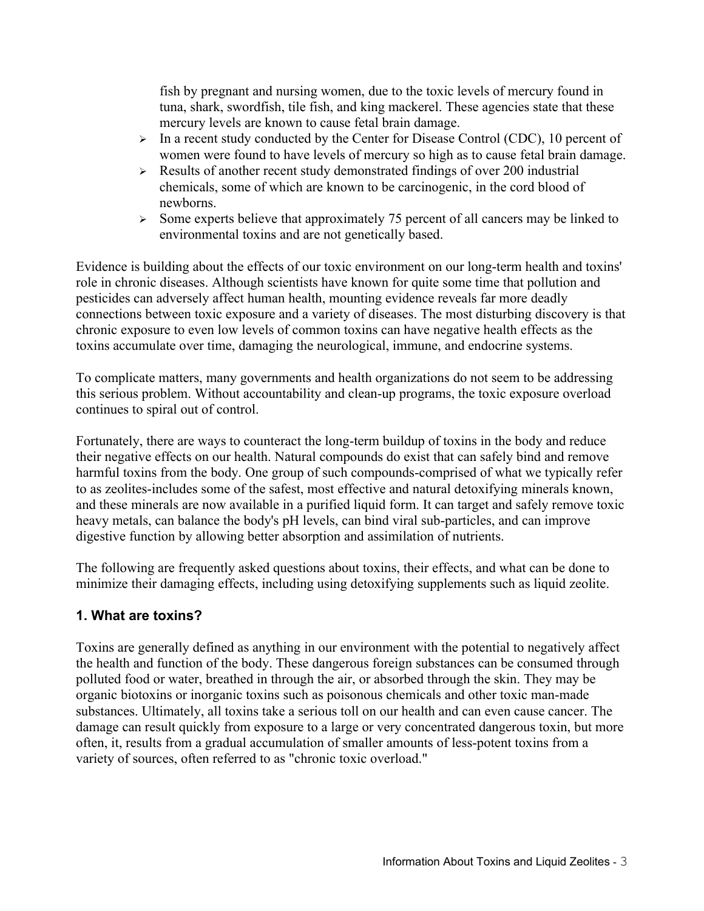fish by pregnant and nursing women, due to the toxic levels of mercury found in tuna, shark, swordfish, tile fish, and king mackerel. These agencies state that these mercury levels are known to cause fetal brain damage.

- In a recent study conducted by the Center for Disease Control (CDC), 10 percent of women were found to have levels of mercury so high as to cause fetal brain damage.
- Results of another recent study demonstrated findings of over 200 industrial chemicals, some of which are known to be carcinogenic, in the cord blood of newborns.
- Some experts believe that approximately 75 percent of all cancers may be linked to environmental toxins and are not genetically based.

Evidence is building about the effects of our toxic environment on our long-term health and toxins' role in chronic diseases. Although scientists have known for quite some time that pollution and pesticides can adversely affect human health, mounting evidence reveals far more deadly connections between toxic exposure and a variety of diseases. The most disturbing discovery is that chronic exposure to even low levels of common toxins can have negative health effects as the toxins accumulate over time, damaging the neurological, immune, and endocrine systems.

To complicate matters, many governments and health organizations do not seem to be addressing this serious problem. Without accountability and clean-up programs, the toxic exposure overload continues to spiral out of control.

Fortunately, there are ways to counteract the long-term buildup of toxins in the body and reduce their negative effects on our health. Natural compounds do exist that can safely bind and remove harmful toxins from the body. One group of such compounds-comprised of what we typically refer to as zeolites-includes some of the safest, most effective and natural detoxifying minerals known, and these minerals are now available in a purified liquid form. It can target and safely remove toxic heavy metals, can balance the body's pH levels, can bind viral sub-particles, and can improve digestive function by allowing better absorption and assimilation of nutrients.

The following are frequently asked questions about toxins, their effects, and what can be done to minimize their damaging effects, including using detoxifying supplements such as liquid zeolite.

## 1. What are toxins?

Toxins are generally defined as anything in our environment with the potential to negatively affect the health and function of the body. These dangerous foreign substances can be consumed through polluted food or water, breathed in through the air, or absorbed through the skin. They may be organic biotoxins or inorganic toxins such as poisonous chemicals and other toxic man-made substances. Ultimately, all toxins take a serious toll on our health and can even cause cancer. The damage can result quickly from exposure to a large or very concentrated dangerous toxin, but more often, it, results from a gradual accumulation of smaller amounts of less-potent toxins from a variety of sources, often referred to as "chronic toxic overload."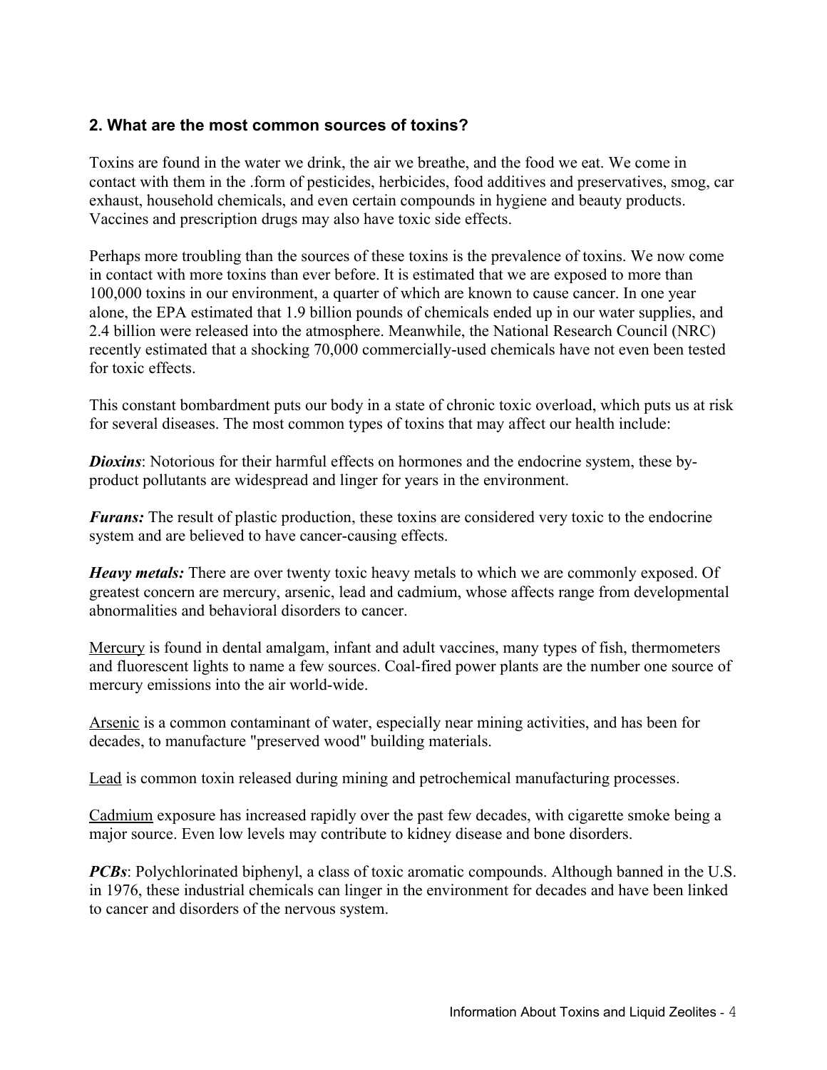## 2. What are the most common sources of toxins?

Toxins are found in the water we drink, the air we breathe, and the food we eat. We come in contact with them in the .form of pesticides, herbicides, food additives and preservatives, smog, car exhaust, household chemicals, and even certain compounds in hygiene and beauty products. Vaccines and prescription drugs may also have toxic side effects.

Perhaps more troubling than the sources of these toxins is the prevalence of toxins. We now come in contact with more toxins than ever before. It is estimated that we are exposed to more than 100,000 toxins in our environment, a quarter of which are known to cause cancer. In one year alone, the EPA estimated that 1.9 billion pounds of chemicals ended up in our water supplies, and 2.4 billion were released into the atmosphere. Meanwhile, the National Research Council (NRC) recently estimated that a shocking 70,000 commercially-used chemicals have not even been tested for toxic effects.

This constant bombardment puts our body in a state of chronic toxic overload, which puts us at risk for several diseases. The most common types of toxins that may affect our health include:

***Dioxins***: Notorious for their harmful effects on hormones and the endocrine system, these by-product pollutants are widespread and linger for years in the environment.

***Furans:*** The result of plastic production, these toxins are considered very toxic to the endocrine system and are believed to have cancer-causing effects.

***Heavy metals:*** There are over twenty toxic heavy metals to which we are commonly exposed. Of greatest concern are mercury, arsenic, lead and cadmium, whose affects range from developmental abnormalities and behavioral disorders to cancer.

<u>Mercury</u> is found in dental amalgam, infant and adult vaccines, many types of fish, thermometers and fluorescent lights to name a few sources. Coal-fired power plants are the number one source of mercury emissions into the air world-wide.

<u>Arsenic</u> is a common contaminant of water, especially near mining activities, and has been for decades, to manufacture "preserved wood" building materials.

<u>Lead</u> is common toxin released during mining and petrochemical manufacturing processes.

<u>Cadmium</u> exposure has increased rapidly over the past few decades, with cigarette smoke being a major source. Even low levels may contribute to kidney disease and bone disorders.

***PCBs***: Polychlorinated biphenyl, a class of toxic aromatic compounds. Although banned in the U.S. in 1976, these industrial chemicals can linger in the environment for decades and have been linked to cancer and disorders of the nervous system.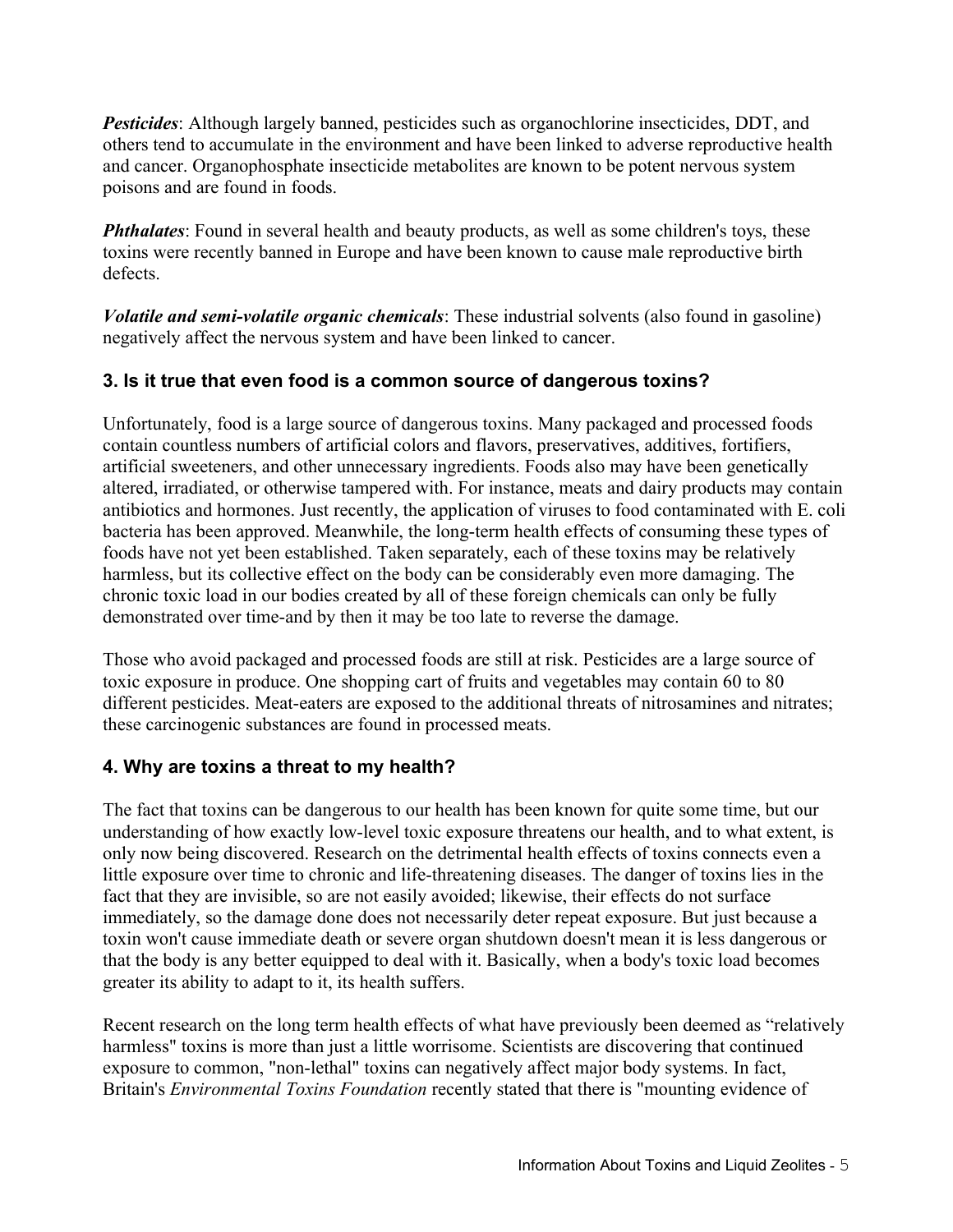***Pesticides***: Although largely banned, pesticides such as organochlorine insecticides, DDT, and others tend to accumulate in the environment and have been linked to adverse reproductive health and cancer. Organophosphate insecticide metabolites are known to be potent nervous system poisons and are found in foods.

***Phthalates***: Found in several health and beauty products, as well as some children's toys, these toxins were recently banned in Europe and have been known to cause male reproductive birth defects.

***Volatile and semi-volatile organic chemicals***: These industrial solvents (also found in gasoline) negatively affect the nervous system and have been linked to cancer.

### 3. Is it true that even food is a common source of dangerous toxins?

Unfortunately, food is a large source of dangerous toxins. Many packaged and processed foods contain countless numbers of artificial colors and flavors, preservatives, additives, fortifiers, artificial sweeteners, and other unnecessary ingredients. Foods also may have been genetically altered, irradiated, or otherwise tampered with. For instance, meats and dairy products may contain antibiotics and hormones. Just recently, the application of viruses to food contaminated with E. coli bacteria has been approved. Meanwhile, the long-term health effects of consuming these types of foods have not yet been established. Taken separately, each of these toxins may be relatively harmless, but its collective effect on the body can be considerably even more damaging. The chronic toxic load in our bodies created by all of these foreign chemicals can only be fully demonstrated over time-and by then it may be too late to reverse the damage.

Those who avoid packaged and processed foods are still at risk. Pesticides are a large source of toxic exposure in produce. One shopping cart of fruits and vegetables may contain 60 to 80 different pesticides. Meat-eaters are exposed to the additional threats of nitrosamines and nitrates; these carcinogenic substances are found in processed meats.

### 4. Why are toxins a threat to my health?

The fact that toxins can be dangerous to our health has been known for quite some time, but our understanding of how exactly low-level toxic exposure threatens our health, and to what extent, is only now being discovered. Research on the detrimental health effects of toxins connects even a little exposure over time to chronic and life-threatening diseases. The danger of toxins lies in the fact that they are invisible, so are not easily avoided; likewise, their effects do not surface immediately, so the damage done does not necessarily deter repeat exposure. But just because a toxin won't cause immediate death or severe organ shutdown doesn't mean it is less dangerous or that the body is any better equipped to deal with it. Basically, when a body's toxic load becomes greater its ability to adapt to it, its health suffers.

Recent research on the long term health effects of what have previously been deemed as "relatively harmless" toxins is more than just a little worrisome. Scientists are discovering that continued exposure to common, "non-lethal" toxins can negatively affect major body systems. In fact, Britain's *Environmental Toxins Foundation* recently stated that there is "mounting evidence of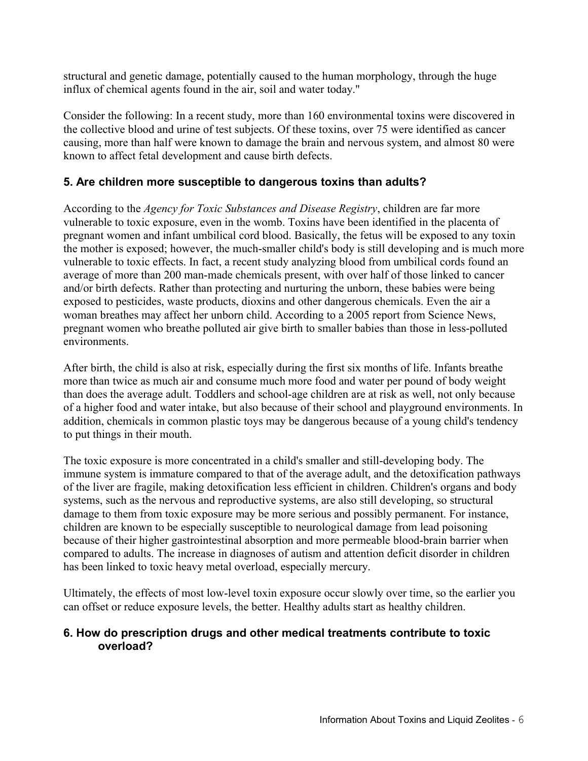structural and genetic damage, potentially caused to the human morphology, through the huge influx of chemical agents found in the air, soil and water today."

Consider the following: In a recent study, more than 160 environmental toxins were discovered in the collective blood and urine of test subjects. Of these toxins, over 75 were identified as cancer causing, more than half were known to damage the brain and nervous system, and almost 80 were known to affect fetal development and cause birth defects.

### 5. Are children more susceptible to dangerous toxins than adults?

According to the *Agency for Toxic Substances and Disease Registry*, children are far more vulnerable to toxic exposure, even in the womb. Toxins have been identified in the placenta of pregnant women and infant umbilical cord blood. Basically, the fetus will be exposed to any toxin the mother is exposed; however, the much-smaller child's body is still developing and is much more vulnerable to toxic effects. In fact, a recent study analyzing blood from umbilical cords found an average of more than 200 man-made chemicals present, with over half of those linked to cancer and/or birth defects. Rather than protecting and nurturing the unborn, these babies were being exposed to pesticides, waste products, dioxins and other dangerous chemicals. Even the air a woman breathes may affect her unborn child. According to a 2005 report from Science News, pregnant women who breathe polluted air give birth to smaller babies than those in less-polluted environments.

After birth, the child is also at risk, especially during the first six months of life. Infants breathe more than twice as much air and consume much more food and water per pound of body weight than does the average adult. Toddlers and school-age children are at risk as well, not only because of a higher food and water intake, but also because of their school and playground environments. In addition, chemicals in common plastic toys may be dangerous because of a young child's tendency to put things in their mouth.

The toxic exposure is more concentrated in a child's smaller and still-developing body. The immune system is immature compared to that of the average adult, and the detoxification pathways of the liver are fragile, making detoxification less efficient in children. Children's organs and body systems, such as the nervous and reproductive systems, are also still developing, so structural damage to them from toxic exposure may be more serious and possibly permanent. For instance, children are known to be especially susceptible to neurological damage from lead poisoning because of their higher gastrointestinal absorption and more permeable blood-brain barrier when compared to adults. The increase in diagnoses of autism and attention deficit disorder in children has been linked to toxic heavy metal overload, especially mercury.

Ultimately, the effects of most low-level toxin exposure occur slowly over time, so the earlier you can offset or reduce exposure levels, the better. Healthy adults start as healthy children.

### 6. How do prescription drugs and other medical treatments contribute to toxic overload?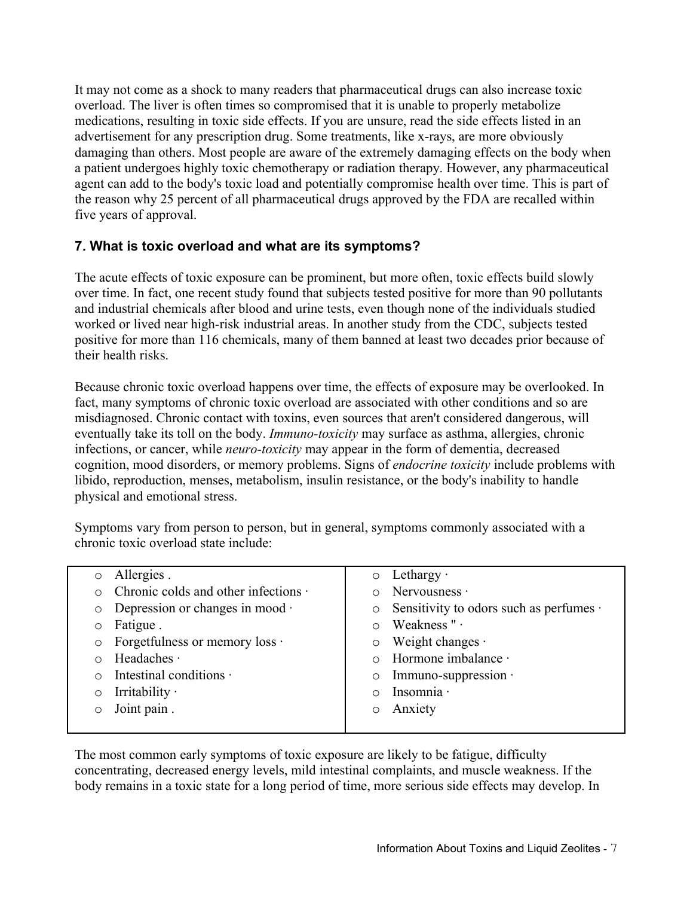It may not come as a shock to many readers that pharmaceutical drugs can also increase toxic overload. The liver is often times so compromised that it is unable to properly metabolize medications, resulting in toxic side effects. If you are unsure, read the side effects listed in an advertisement for any prescription drug. Some treatments, like x-rays, are more obviously damaging than others. Most people are aware of the extremely damaging effects on the body when a patient undergoes highly toxic chemotherapy or radiation therapy. However, any pharmaceutical agent can add to the body's toxic load and potentially compromise health over time. This is part of the reason why 25 percent of all pharmaceutical drugs approved by the FDA are recalled within five years of approval.

### 7. What is toxic overload and what are its symptoms?

The acute effects of toxic exposure can be prominent, but more often, toxic effects build slowly over time. In fact, one recent study found that subjects tested positive for more than 90 pollutants and industrial chemicals after blood and urine tests, even though none of the individuals studied worked or lived near high-risk industrial areas. In another study from the CDC, subjects tested positive for more than 116 chemicals, many of them banned at least two decades prior because of their health risks.

Because chronic toxic overload happens over time, the effects of exposure may be overlooked. In fact, many symptoms of chronic toxic overload are associated with other conditions and so are misdiagnosed. Chronic contact with toxins, even sources that aren't considered dangerous, will eventually take its toll on the body. *Immuno-toxicity* may surface as asthma, allergies, chronic infections, or cancer, while *neuro-toxicity* may appear in the form of dementia, decreased cognition, mood disorders, or memory problems. Signs of *endocrine toxicity* include problems with libido, reproduction, menses, metabolism, insulin resistance, or the body's inability to handle physical and emotional stress.

Symptoms vary from person to person, but in general, symptoms commonly associated with a chronic toxic overload state include:

| | |
|---|---|
| Allergies . | Lethargy · |
| Chronic colds and other infections · | Nervousness · |
| Depression or changes in mood · | Sensitivity to odors such as perfumes · |
| Fatigue . | Weakness " · |
| Forgetfulness or memory loss · | Weight changes · |
| Headaches · | Hormone imbalance · |
| Intestinal conditions · | Immuno-suppression · |
| Irritability · | Insomnia · |
| Joint pain . | Anxiety |

The most common early symptoms of toxic exposure are likely to be fatigue, difficulty concentrating, decreased energy levels, mild intestinal complaints, and muscle weakness. If the body remains in a toxic state for a long period of time, more serious side effects may develop. In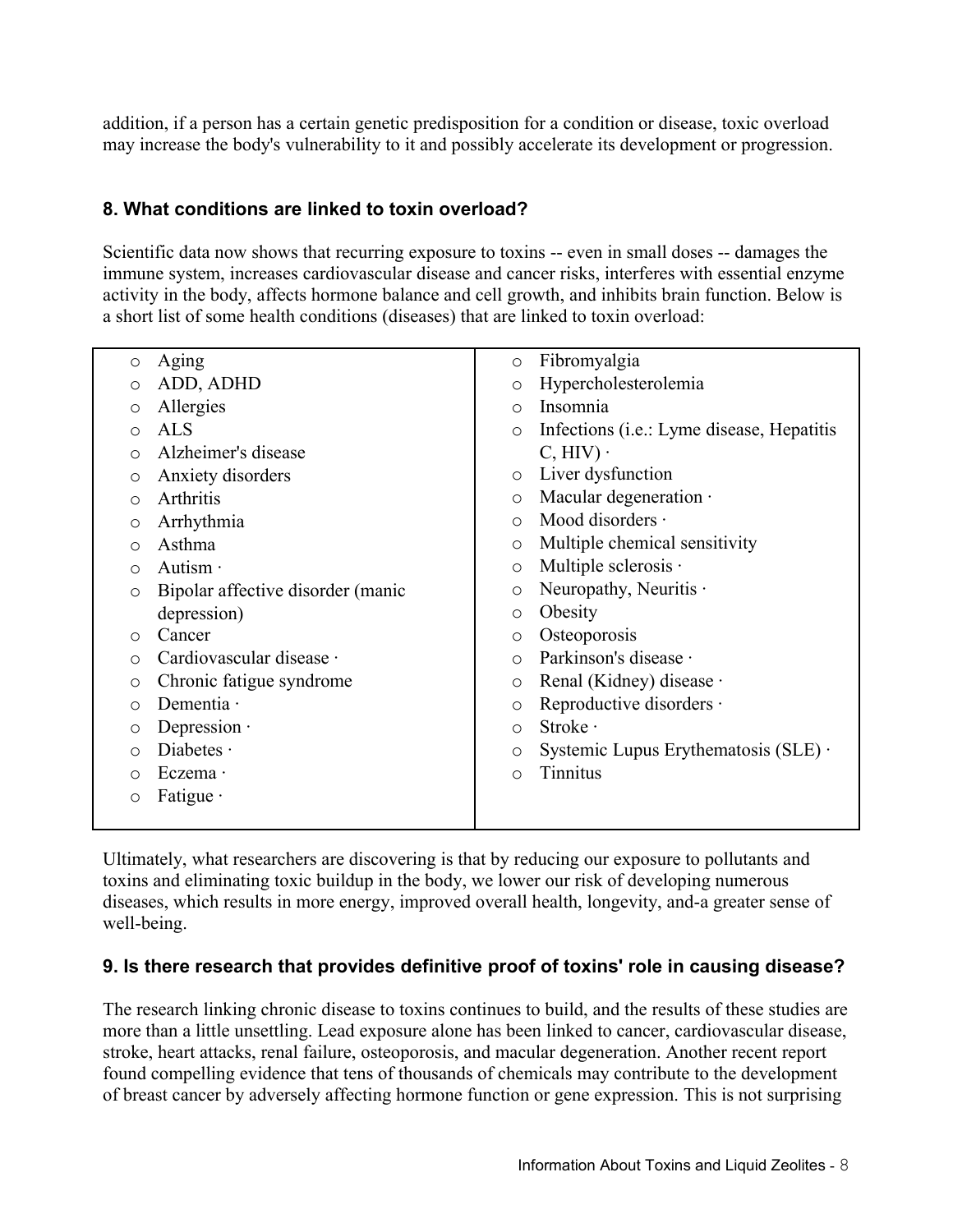addition, if a person has a certain genetic predisposition for a condition or disease, toxic overload may increase the body's vulnerability to it and possibly accelerate its development or progression.

### 8. What conditions are linked to toxin overload?

Scientific data now shows that recurring exposure to toxins -- even in small doses -- damages the immune system, increases cardiovascular disease and cancer risks, interferes with essential enzyme activity in the body, affects hormone balance and cell growth, and inhibits brain function. Below is a short list of some health conditions (diseases) that are linked to toxin overload:

- Aging
- ADD, ADHD
- Allergies
- ALS
- Alzheimer's disease
- Anxiety disorders
- Arthritis
- Arrhythmia
- Asthma
- Autism ·
- Bipolar affective disorder (manic depression)
- Cancer
- Cardiovascular disease ·
- Chronic fatigue syndrome
- Dementia ·
- Depression ·
- Diabetes ·
- Eczema ·
- Fatigue ·
- Fibromyalgia
- Hypercholesterolemia
- Insomnia
- Infections (i.e.: Lyme disease, Hepatitis C, HIV) ·
- Liver dysfunction
- Macular degeneration ·
- Mood disorders ·
- Multiple chemical sensitivity
- Multiple sclerosis ·
- Neuropathy, Neuritis ·
- Obesity
- Osteoporosis
- Parkinson's disease ·
- Renal (Kidney) disease ·
- Reproductive disorders ·
- Stroke ·
- Systemic Lupus Erythematosis (SLE) ·
- Tinnitus

Ultimately, what researchers are discovering is that by reducing our exposure to pollutants and toxins and eliminating toxic buildup in the body, we lower our risk of developing numerous diseases, which results in more energy, improved overall health, longevity, and-a greater sense of well-being.

### 9. Is there research that provides definitive proof of toxins' role in causing disease?

The research linking chronic disease to toxins continues to build, and the results of these studies are more than a little unsettling. Lead exposure alone has been linked to cancer, cardiovascular disease, stroke, heart attacks, renal failure, osteoporosis, and macular degeneration. Another recent report found compelling evidence that tens of thousands of chemicals may contribute to the development of breast cancer by adversely affecting hormone function or gene expression. This is not surprising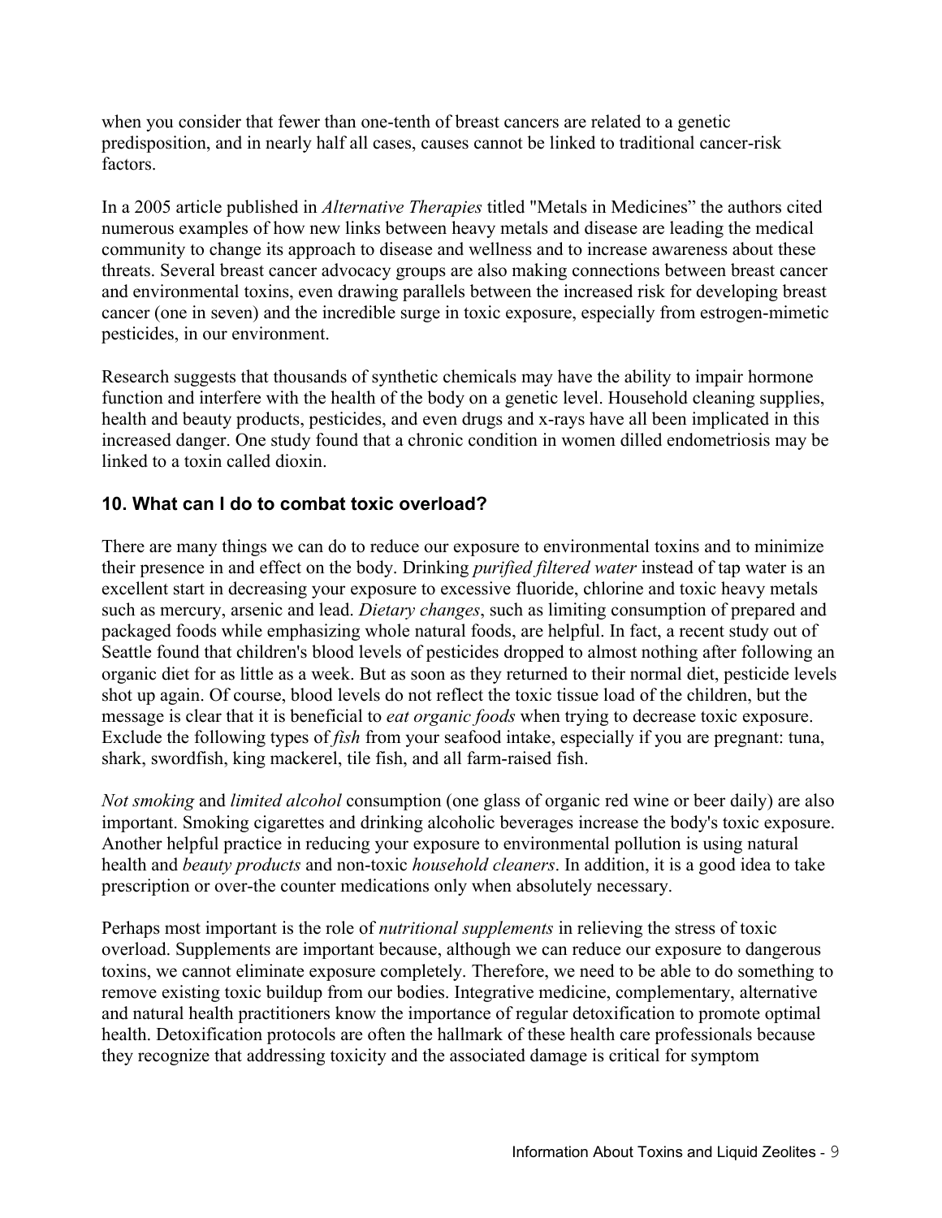when you consider that fewer than one-tenth of breast cancers are related to a genetic predisposition, and in nearly half all cases, causes cannot be linked to traditional cancer-risk factors.

In a 2005 article published in *Alternative Therapies* titled "Metals in Medicines" the authors cited numerous examples of how new links between heavy metals and disease are leading the medical community to change its approach to disease and wellness and to increase awareness about these threats. Several breast cancer advocacy groups are also making connections between breast cancer and environmental toxins, even drawing parallels between the increased risk for developing breast cancer (one in seven) and the incredible surge in toxic exposure, especially from estrogen-mimetic pesticides, in our environment.

Research suggests that thousands of synthetic chemicals may have the ability to impair hormone function and interfere with the health of the body on a genetic level. Household cleaning supplies, health and beauty products, pesticides, and even drugs and x-rays have all been implicated in this increased danger. One study found that a chronic condition in women dilled endometriosis may be linked to a toxin called dioxin.

### 10. What can I do to combat toxic overload?

There are many things we can do to reduce our exposure to environmental toxins and to minimize their presence in and effect on the body. Drinking *purified filtered water* instead of tap water is an excellent start in decreasing your exposure to excessive fluoride, chlorine and toxic heavy metals such as mercury, arsenic and lead. *Dietary changes*, such as limiting consumption of prepared and packaged foods while emphasizing whole natural foods, are helpful. In fact, a recent study out of Seattle found that children's blood levels of pesticides dropped to almost nothing after following an organic diet for as little as a week. But as soon as they returned to their normal diet, pesticide levels shot up again. Of course, blood levels do not reflect the toxic tissue load of the children, but the message is clear that it is beneficial to *eat organic foods* when trying to decrease toxic exposure. Exclude the following types of *fish* from your seafood intake, especially if you are pregnant: tuna, shark, swordfish, king mackerel, tile fish, and all farm-raised fish.

*Not smoking* and *limited alcohol* consumption (one glass of organic red wine or beer daily) are also important. Smoking cigarettes and drinking alcoholic beverages increase the body's toxic exposure. Another helpful practice in reducing your exposure to environmental pollution is using natural health and *beauty products* and non-toxic *household cleaners*. In addition, it is a good idea to take prescription or over-the counter medications only when absolutely necessary.

Perhaps most important is the role of *nutritional supplements* in relieving the stress of toxic overload. Supplements are important because, although we can reduce our exposure to dangerous toxins, we cannot eliminate exposure completely. Therefore, we need to be able to do something to remove existing toxic buildup from our bodies. Integrative medicine, complementary, alternative and natural health practitioners know the importance of regular detoxification to promote optimal health. Detoxification protocols are often the hallmark of these health care professionals because they recognize that addressing toxicity and the associated damage is critical for symptom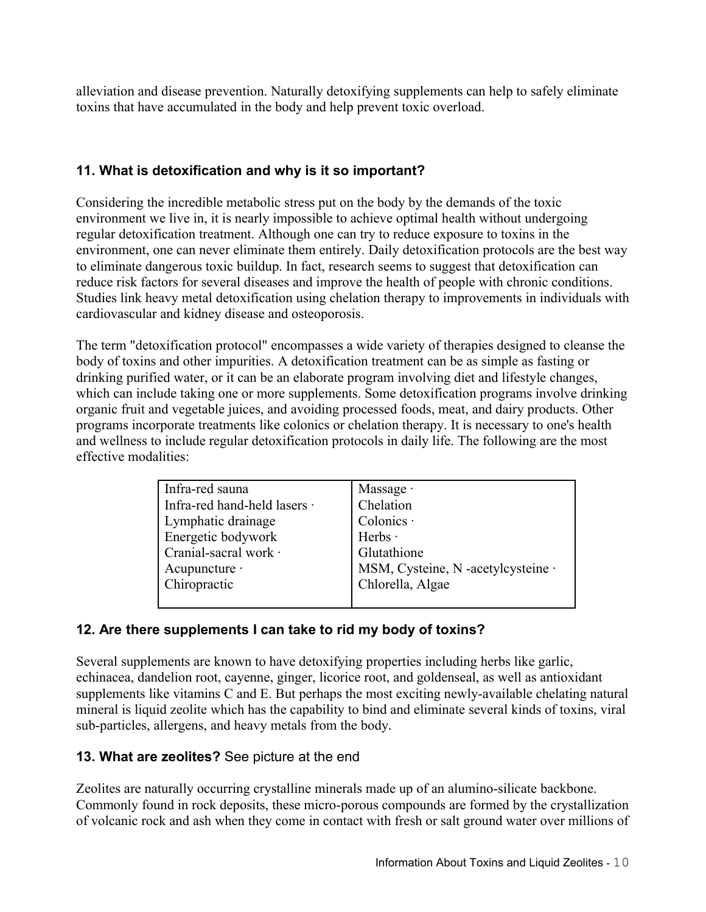alleviation and disease prevention. Naturally detoxifying supplements can help to safely eliminate toxins that have accumulated in the body and help prevent toxic overload.

### 11. What is detoxification and why is it so important?

Considering the incredible metabolic stress put on the body by the demands of the toxic environment we live in, it is nearly impossible to achieve optimal health without undergoing regular detoxification treatment. Although one can try to reduce exposure to toxins in the environment, one can never eliminate them entirely. Daily detoxification protocols are the best way to eliminate dangerous toxic buildup. In fact, research seems to suggest that detoxification can reduce risk factors for several diseases and improve the health of people with chronic conditions. Studies link heavy metal detoxification using chelation therapy to improvements in individuals with cardiovascular and kidney disease and osteoporosis.

The term "detoxification protocol" encompasses a wide variety of therapies designed to cleanse the body of toxins and other impurities. A detoxification treatment can be as simple as fasting or drinking purified water, or it can be an elaborate program involving diet and lifestyle changes, which can include taking one or more supplements. Some detoxification programs involve drinking organic fruit and vegetable juices, and avoiding processed foods, meat, and dairy products. Other programs incorporate treatments like colonics or chelation therapy. It is necessary to one's health and wellness to include regular detoxification protocols in daily life. The following are the most effective modalities:

| | |
|---|---|
| Infra-red sauna | Massage · |
| Infra-red hand-held lasers · | Chelation |
| Lymphatic drainage | Colonics · |
| Energetic bodywork | Herbs · |
| Cranial-sacral work · | Glutathione |
| Acupuncture · | MSM, Cysteine, N -acetylcysteine · |
| Chiropractic | Chlorella, Algae |

### 12. Are there supplements I can take to rid my body of toxins?

Several supplements are known to have detoxifying properties including herbs like garlic, echinacea, dandelion root, cayenne, ginger, licorice root, and goldenseal, as well as antioxidant supplements like vitamins C and E. But perhaps the most exciting newly-available chelating natural mineral is liquid zeolite which has the capability to bind and eliminate several kinds of toxins, viral sub-particles, allergens, and heavy metals from the body.

### 13. What are zeolites? See picture at the end

Zeolites are naturally occurring crystalline minerals made up of an alumino-silicate backbone. Commonly found in rock deposits, these micro-porous compounds are formed by the crystallization of volcanic rock and ash when they come in contact with fresh or salt ground water over millions of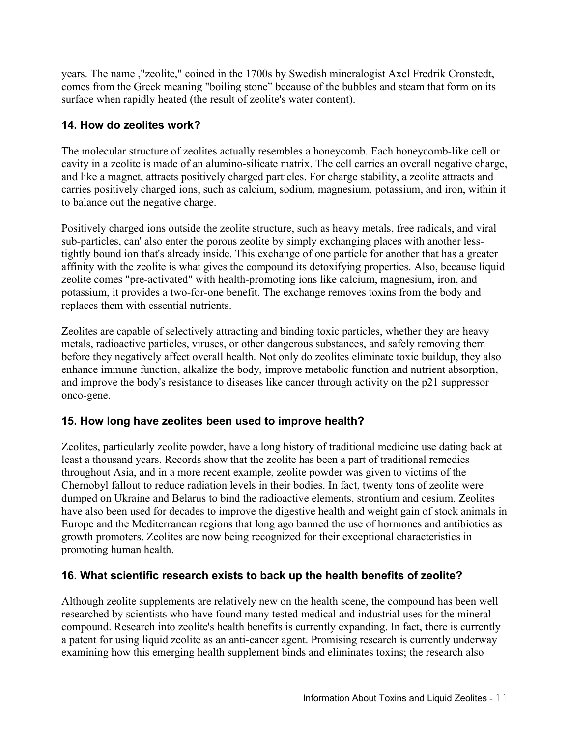years. The name ,"zeolite," coined in the 1700s by Swedish mineralogist Axel Fredrik Cronstedt, comes from the Greek meaning "boiling stone" because of the bubbles and steam that form on its surface when rapidly heated (the result of zeolite's water content).

### 14. How do zeolites work?

The molecular structure of zeolites actually resembles a honeycomb. Each honeycomb-like cell or cavity in a zeolite is made of an alumino-silicate matrix. The cell carries an overall negative charge, and like a magnet, attracts positively charged particles. For charge stability, a zeolite attracts and carries positively charged ions, such as calcium, sodium, magnesium, potassium, and iron, within it to balance out the negative charge.

Positively charged ions outside the zeolite structure, such as heavy metals, free radicals, and viral sub-particles, can' also enter the porous zeolite by simply exchanging places with another less-tightly bound ion that's already inside. This exchange of one particle for another that has a greater affinity with the zeolite is what gives the compound its detoxifying properties. Also, because liquid zeolite comes "pre-activated" with health-promoting ions like calcium, magnesium, iron, and potassium, it provides a two-for-one benefit. The exchange removes toxins from the body and replaces them with essential nutrients.

Zeolites are capable of selectively attracting and binding toxic particles, whether they are heavy metals, radioactive particles, viruses, or other dangerous substances, and safely removing them before they negatively affect overall health. Not only do zeolites eliminate toxic buildup, they also enhance immune function, alkalize the body, improve metabolic function and nutrient absorption, and improve the body's resistance to diseases like cancer through activity on the p21 suppressor onco-gene.

### 15. How long have zeolites been used to improve health?

Zeolites, particularly zeolite powder, have a long history of traditional medicine use dating back at least a thousand years. Records show that the zeolite has been a part of traditional remedies throughout Asia, and in a more recent example, zeolite powder was given to victims of the Chernobyl fallout to reduce radiation levels in their bodies. In fact, twenty tons of zeolite were dumped on Ukraine and Belarus to bind the radioactive elements, strontium and cesium. Zeolites have also been used for decades to improve the digestive health and weight gain of stock animals in Europe and the Mediterranean regions that long ago banned the use of hormones and antibiotics as growth promoters. Zeolites are now being recognized for their exceptional characteristics in promoting human health.

### 16. What scientific research exists to back up the health benefits of zeolite?

Although zeolite supplements are relatively new on the health scene, the compound has been well researched by scientists who have found many tested medical and industrial uses for the mineral compound. Research into zeolite's health benefits is currently expanding. In fact, there is currently a patent for using liquid zeolite as an anti-cancer agent. Promising research is currently underway examining how this emerging health supplement binds and eliminates toxins; the research also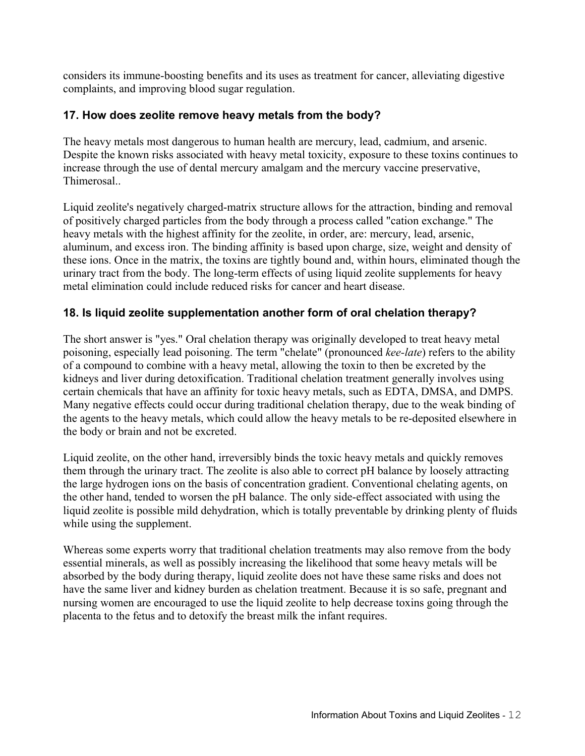considers its immune-boosting benefits and its uses as treatment for cancer, alleviating digestive complaints, and improving blood sugar regulation.

### 17. How does zeolite remove heavy metals from the body?

The heavy metals most dangerous to human health are mercury, lead, cadmium, and arsenic. Despite the known risks associated with heavy metal toxicity, exposure to these toxins continues to increase through the use of dental mercury amalgam and the mercury vaccine preservative, Thimerosal..

Liquid zeolite's negatively charged-matrix structure allows for the attraction, binding and removal of positively charged particles from the body through a process called "cation exchange." The heavy metals with the highest affinity for the zeolite, in order, are: mercury, lead, arsenic, aluminum, and excess iron. The binding affinity is based upon charge, size, weight and density of these ions. Once in the matrix, the toxins are tightly bound and, within hours, eliminated though the urinary tract from the body. The long-term effects of using liquid zeolite supplements for heavy metal elimination could include reduced risks for cancer and heart disease.

### 18. Is liquid zeolite supplementation another form of oral chelation therapy?

The short answer is "yes." Oral chelation therapy was originally developed to treat heavy metal poisoning, especially lead poisoning. The term "chelate" (pronounced *kee-late*) refers to the ability of a compound to combine with a heavy metal, allowing the toxin to then be excreted by the kidneys and liver during detoxification. Traditional chelation treatment generally involves using certain chemicals that have an affinity for toxic heavy metals, such as EDTA, DMSA, and DMPS. Many negative effects could occur during traditional chelation therapy, due to the weak binding of the agents to the heavy metals, which could allow the heavy metals to be re-deposited elsewhere in the body or brain and not be excreted.

Liquid zeolite, on the other hand, irreversibly binds the toxic heavy metals and quickly removes them through the urinary tract. The zeolite is also able to correct pH balance by loosely attracting the large hydrogen ions on the basis of concentration gradient. Conventional chelating agents, on the other hand, tended to worsen the pH balance. The only side-effect associated with using the liquid zeolite is possible mild dehydration, which is totally preventable by drinking plenty of fluids while using the supplement.

Whereas some experts worry that traditional chelation treatments may also remove from the body essential minerals, as well as possibly increasing the likelihood that some heavy metals will be absorbed by the body during therapy, liquid zeolite does not have these same risks and does not have the same liver and kidney burden as chelation treatment. Because it is so safe, pregnant and nursing women are encouraged to use the liquid zeolite to help decrease toxins going through the placenta to the fetus and to detoxify the breast milk the infant requires.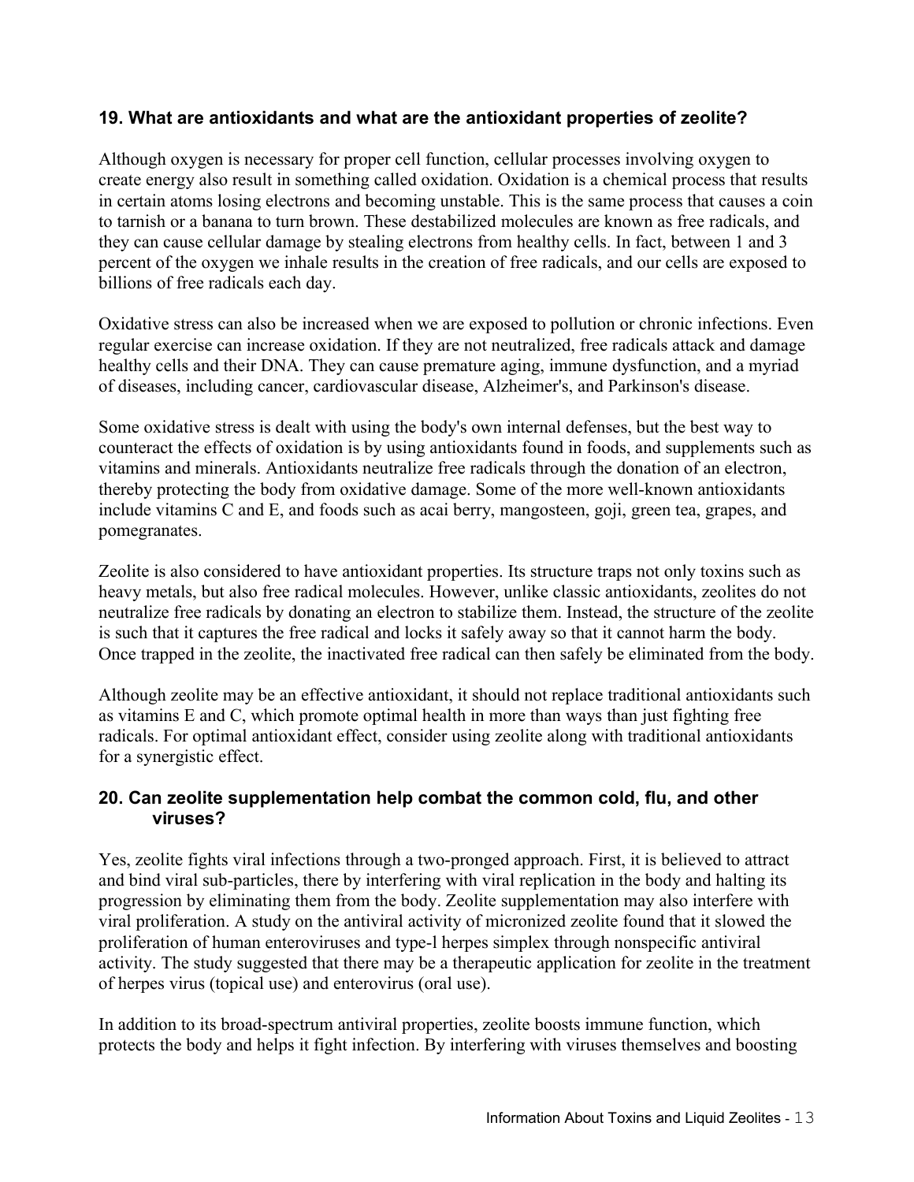### 19. What are antioxidants and what are the antioxidant properties of zeolite?

Although oxygen is necessary for proper cell function, cellular processes involving oxygen to create energy also result in something called oxidation. Oxidation is a chemical process that results in certain atoms losing electrons and becoming unstable. This is the same process that causes a coin to tarnish or a banana to turn brown. These destabilized molecules are known as free radicals, and they can cause cellular damage by stealing electrons from healthy cells. In fact, between 1 and 3 percent of the oxygen we inhale results in the creation of free radicals, and our cells are exposed to billions of free radicals each day.

Oxidative stress can also be increased when we are exposed to pollution or chronic infections. Even regular exercise can increase oxidation. If they are not neutralized, free radicals attack and damage healthy cells and their DNA. They can cause premature aging, immune dysfunction, and a myriad of diseases, including cancer, cardiovascular disease, Alzheimer's, and Parkinson's disease.

Some oxidative stress is dealt with using the body's own internal defenses, but the best way to counteract the effects of oxidation is by using antioxidants found in foods, and supplements such as vitamins and minerals. Antioxidants neutralize free radicals through the donation of an electron, thereby protecting the body from oxidative damage. Some of the more well-known antioxidants include vitamins C and E, and foods such as acai berry, mangosteen, goji, green tea, grapes, and pomegranates.

Zeolite is also considered to have antioxidant properties. Its structure traps not only toxins such as heavy metals, but also free radical molecules. However, unlike classic antioxidants, zeolites do not neutralize free radicals by donating an electron to stabilize them. Instead, the structure of the zeolite is such that it captures the free radical and locks it safely away so that it cannot harm the body. Once trapped in the zeolite, the inactivated free radical can then safely be eliminated from the body.

Although zeolite may be an effective antioxidant, it should not replace traditional antioxidants such as vitamins E and C, which promote optimal health in more than ways than just fighting free radicals. For optimal antioxidant effect, consider using zeolite along with traditional antioxidants for a synergistic effect.

### 20. Can zeolite supplementation help combat the common cold, flu, and other viruses?

Yes, zeolite fights viral infections through a two-pronged approach. First, it is believed to attract and bind viral sub-particles, there by interfering with viral replication in the body and halting its progression by eliminating them from the body. Zeolite supplementation may also interfere with viral proliferation. A study on the antiviral activity of micronized zeolite found that it slowed the proliferation of human enteroviruses and type-l herpes simplex through nonspecific antiviral activity. The study suggested that there may be a therapeutic application for zeolite in the treatment of herpes virus (topical use) and enterovirus (oral use).

In addition to its broad-spectrum antiviral properties, zeolite boosts immune function, which protects the body and helps it fight infection. By interfering with viruses themselves and boosting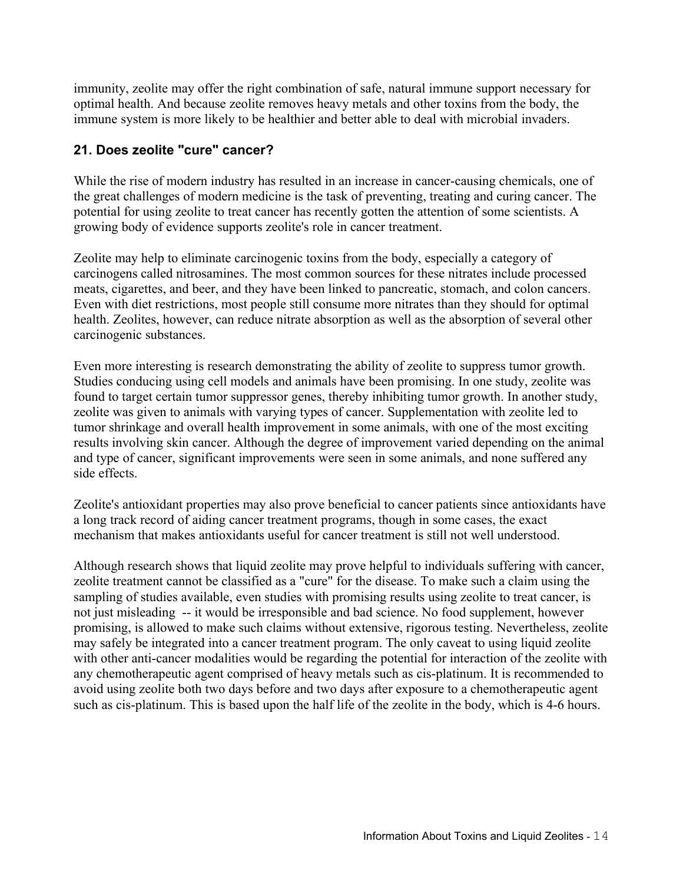immunity, zeolite may offer the right combination of safe, natural immune support necessary for optimal health. And because zeolite removes heavy metals and other toxins from the body, the immune system is more likely to be healthier and better able to deal with microbial invaders.

### 21. Does zeolite "cure" cancer?

While the rise of modern industry has resulted in an increase in cancer-causing chemicals, one of the great challenges of modern medicine is the task of preventing, treating and curing cancer. The potential for using zeolite to treat cancer has recently gotten the attention of some scientists. A growing body of evidence supports zeolite's role in cancer treatment.

Zeolite may help to eliminate carcinogenic toxins from the body, especially a category of carcinogens called nitrosamines. The most common sources for these nitrates include processed meats, cigarettes, and beer, and they have been linked to pancreatic, stomach, and colon cancers. Even with diet restrictions, most people still consume more nitrates than they should for optimal health. Zeolites, however, can reduce nitrate absorption as well as the absorption of several other carcinogenic substances.

Even more interesting is research demonstrating the ability of zeolite to suppress tumor growth. Studies conducing using cell models and animals have been promising. In one study, zeolite was found to target certain tumor suppressor genes, thereby inhibiting tumor growth. In another study, zeolite was given to animals with varying types of cancer. Supplementation with zeolite led to tumor shrinkage and overall health improvement in some animals, with one of the most exciting results involving skin cancer. Although the degree of improvement varied depending on the animal and type of cancer, significant improvements were seen in some animals, and none suffered any side effects.

Zeolite's antioxidant properties may also prove beneficial to cancer patients since antioxidants have a long track record of aiding cancer treatment programs, though in some cases, the exact mechanism that makes antioxidants useful for cancer treatment is still not well understood.

Although research shows that liquid zeolite may prove helpful to individuals suffering with cancer, zeolite treatment cannot be classified as a "cure" for the disease. To make such a claim using the sampling of studies available, even studies with promising results using zeolite to treat cancer, is not just misleading -- it would be irresponsible and bad science. No food supplement, however promising, is allowed to make such claims without extensive, rigorous testing. Nevertheless, zeolite may safely be integrated into a cancer treatment program. The only caveat to using liquid zeolite with other anti-cancer modalities would be regarding the potential for interaction of the zeolite with any chemotherapeutic agent comprised of heavy metals such as cis-platinum. It is recommended to avoid using zeolite both two days before and two days after exposure to a chemotherapeutic agent such as cis-platinum. This is based upon the half life of the zeolite in the body, which is 4-6 hours.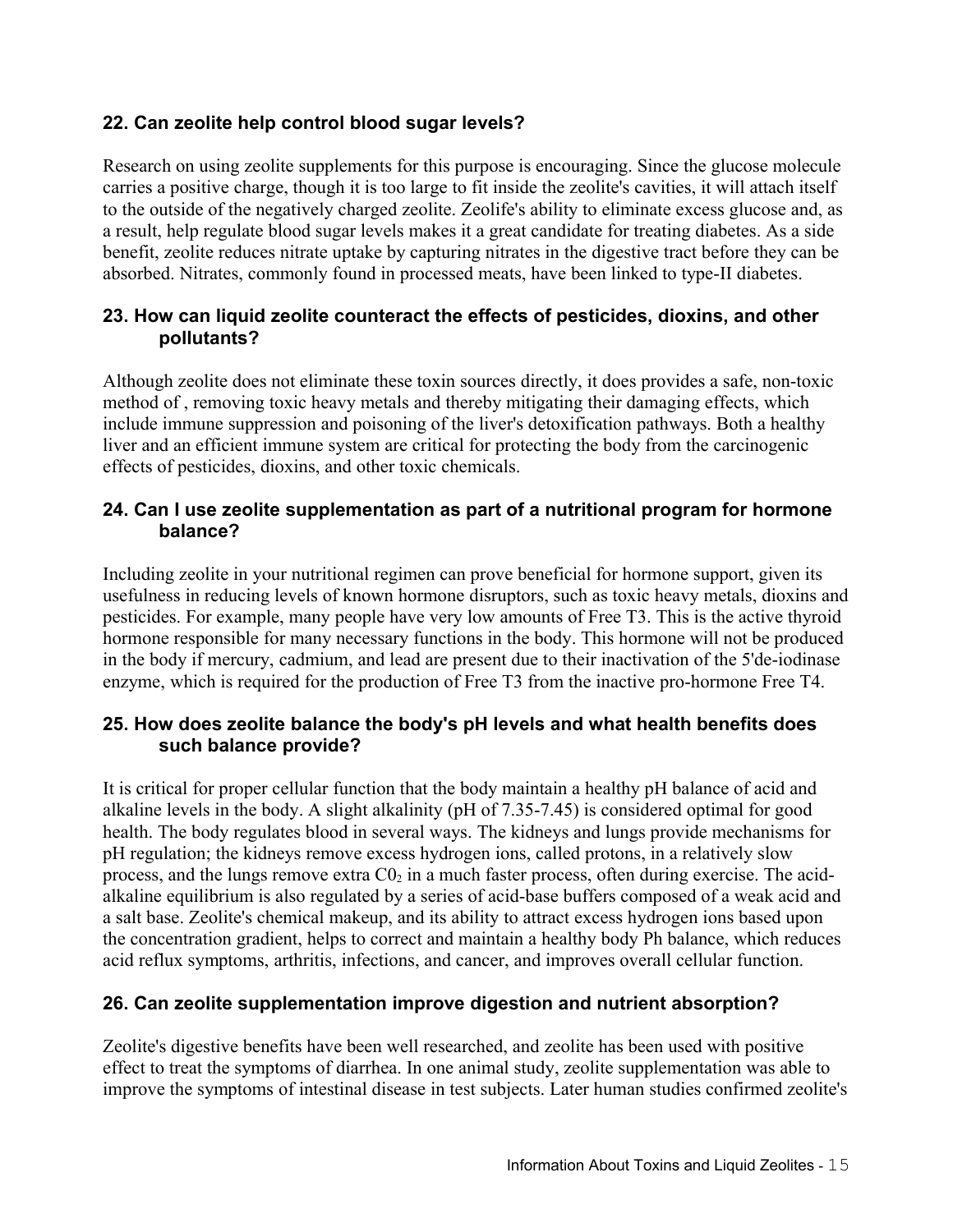### 22. Can zeolite help control blood sugar levels?

Research on using zeolite supplements for this purpose is encouraging. Since the glucose molecule carries a positive charge, though it is too large to fit inside the zeolite's cavities, it will attach itself to the outside of the negatively charged zeolite. Zeolife's ability to eliminate excess glucose and, as a result, help regulate blood sugar levels makes it a great candidate for treating diabetes. As a side benefit, zeolite reduces nitrate uptake by capturing nitrates in the digestive tract before they can be absorbed. Nitrates, commonly found in processed meats, have been linked to type-II diabetes.

### 23. How can liquid zeolite counteract the effects of pesticides, dioxins, and other pollutants?

Although zeolite does not eliminate these toxin sources directly, it does provides a safe, non-toxic method of , removing toxic heavy metals and thereby mitigating their damaging effects, which include immune suppression and poisoning of the liver's detoxification pathways. Both a healthy liver and an efficient immune system are critical for protecting the body from the carcinogenic effects of pesticides, dioxins, and other toxic chemicals.

### 24. Can I use zeolite supplementation as part of a nutritional program for hormone balance?

Including zeolite in your nutritional regimen can prove beneficial for hormone support, given its usefulness in reducing levels of known hormone disruptors, such as toxic heavy metals, dioxins and pesticides. For example, many people have very low amounts of Free T3. This is the active thyroid hormone responsible for many necessary functions in the body. This hormone will not be produced in the body if mercury, cadmium, and lead are present due to their inactivation of the 5'de-iodinase enzyme, which is required for the production of Free T3 from the inactive pro-hormone Free T4.

### 25. How does zeolite balance the body's pH levels and what health benefits does such balance provide?

It is critical for proper cellular function that the body maintain a healthy pH balance of acid and alkaline levels in the body. A slight alkalinity (pH of 7.35-7.45) is considered optimal for good health. The body regulates blood in several ways. The kidneys and lungs provide mechanisms for pH regulation; the kidneys remove excess hydrogen ions, called protons, in a relatively slow process, and the lungs remove extra $C0_2$ in a much faster process, often during exercise. The acid-alkaline equilibrium is also regulated by a series of acid-base buffers composed of a weak acid and a salt base. Zeolite's chemical makeup, and its ability to attract excess hydrogen ions based upon the concentration gradient, helps to correct and maintain a healthy body Ph balance, which reduces acid reflux symptoms, arthritis, infections, and cancer, and improves overall cellular function.

### 26. Can zeolite supplementation improve digestion and nutrient absorption?

Zeolite's digestive benefits have been well researched, and zeolite has been used with positive effect to treat the symptoms of diarrhea. In one animal study, zeolite supplementation was able to improve the symptoms of intestinal disease in test subjects. Later human studies confirmed zeolite's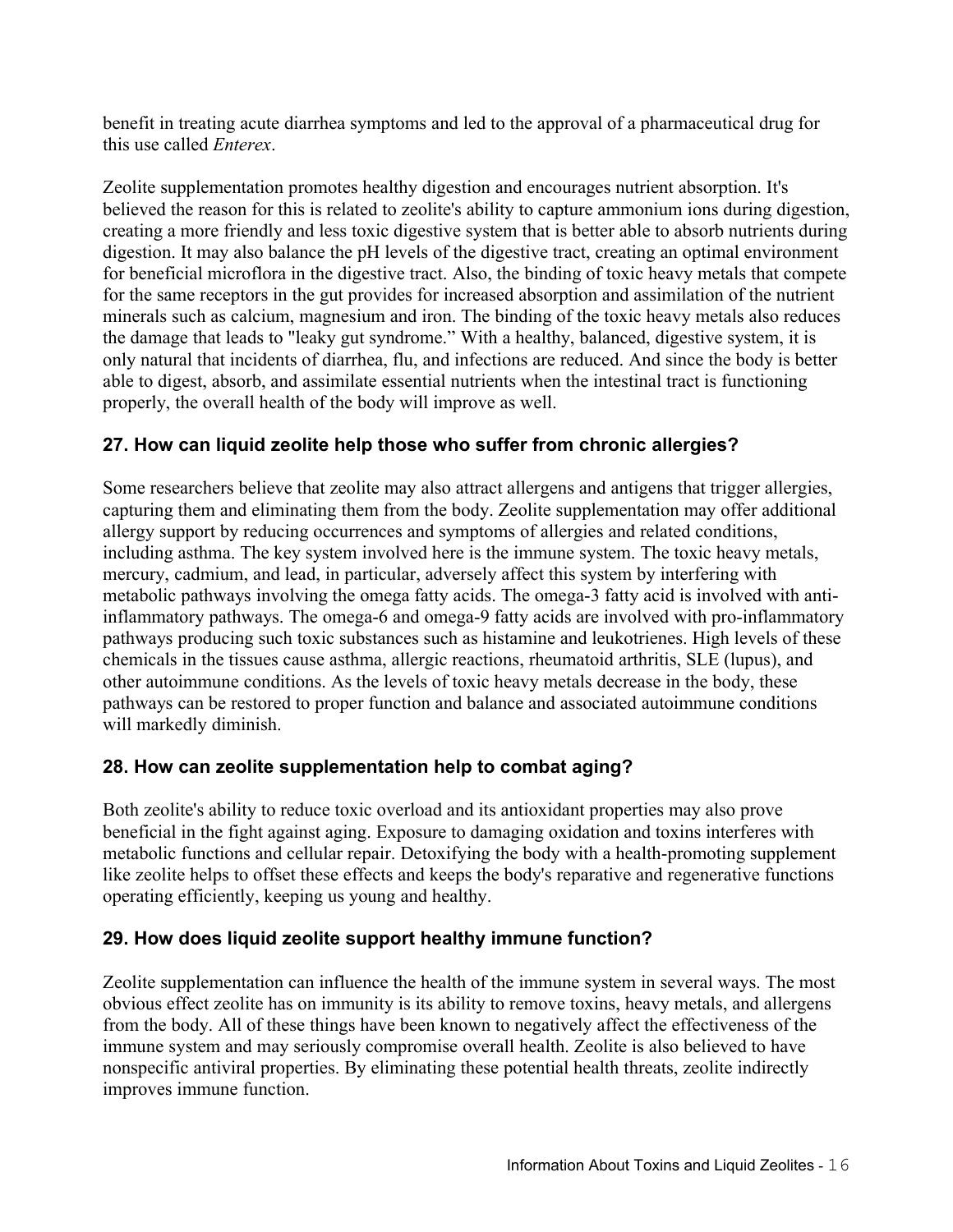benefit in treating acute diarrhea symptoms and led to the approval of a pharmaceutical drug for this use called *Enterex*.

Zeolite supplementation promotes healthy digestion and encourages nutrient absorption. It's believed the reason for this is related to zeolite's ability to capture ammonium ions during digestion, creating a more friendly and less toxic digestive system that is better able to absorb nutrients during digestion. It may also balance the pH levels of the digestive tract, creating an optimal environment for beneficial microflora in the digestive tract. Also, the binding of toxic heavy metals that compete for the same receptors in the gut provides for increased absorption and assimilation of the nutrient minerals such as calcium, magnesium and iron. The binding of the toxic heavy metals also reduces the damage that leads to "leaky gut syndrome." With a healthy, balanced, digestive system, it is only natural that incidents of diarrhea, flu, and infections are reduced. And since the body is better able to digest, absorb, and assimilate essential nutrients when the intestinal tract is functioning properly, the overall health of the body will improve as well.

### 27. How can liquid zeolite help those who suffer from chronic allergies?

Some researchers believe that zeolite may also attract allergens and antigens that trigger allergies, capturing them and eliminating them from the body. Zeolite supplementation may offer additional allergy support by reducing occurrences and symptoms of allergies and related conditions, including asthma. The key system involved here is the immune system. The toxic heavy metals, mercury, cadmium, and lead, in particular, adversely affect this system by interfering with metabolic pathways involving the omega fatty acids. The omega-3 fatty acid is involved with anti-inflammatory pathways. The omega-6 and omega-9 fatty acids are involved with pro-inflammatory pathways producing such toxic substances such as histamine and leukotrienes. High levels of these chemicals in the tissues cause asthma, allergic reactions, rheumatoid arthritis, SLE (lupus), and other autoimmune conditions. As the levels of toxic heavy metals decrease in the body, these pathways can be restored to proper function and balance and associated autoimmune conditions will markedly diminish.

### 28. How can zeolite supplementation help to combat aging?

Both zeolite's ability to reduce toxic overload and its antioxidant properties may also prove beneficial in the fight against aging. Exposure to damaging oxidation and toxins interferes with metabolic functions and cellular repair. Detoxifying the body with a health-promoting supplement like zeolite helps to offset these effects and keeps the body's reparative and regenerative functions operating efficiently, keeping us young and healthy.

### 29. How does liquid zeolite support healthy immune function?

Zeolite supplementation can influence the health of the immune system in several ways. The most obvious effect zeolite has on immunity is its ability to remove toxins, heavy metals, and allergens from the body. All of these things have been known to negatively affect the effectiveness of the immune system and may seriously compromise overall health. Zeolite is also believed to have nonspecific antiviral properties. By eliminating these potential health threats, zeolite indirectly improves immune function.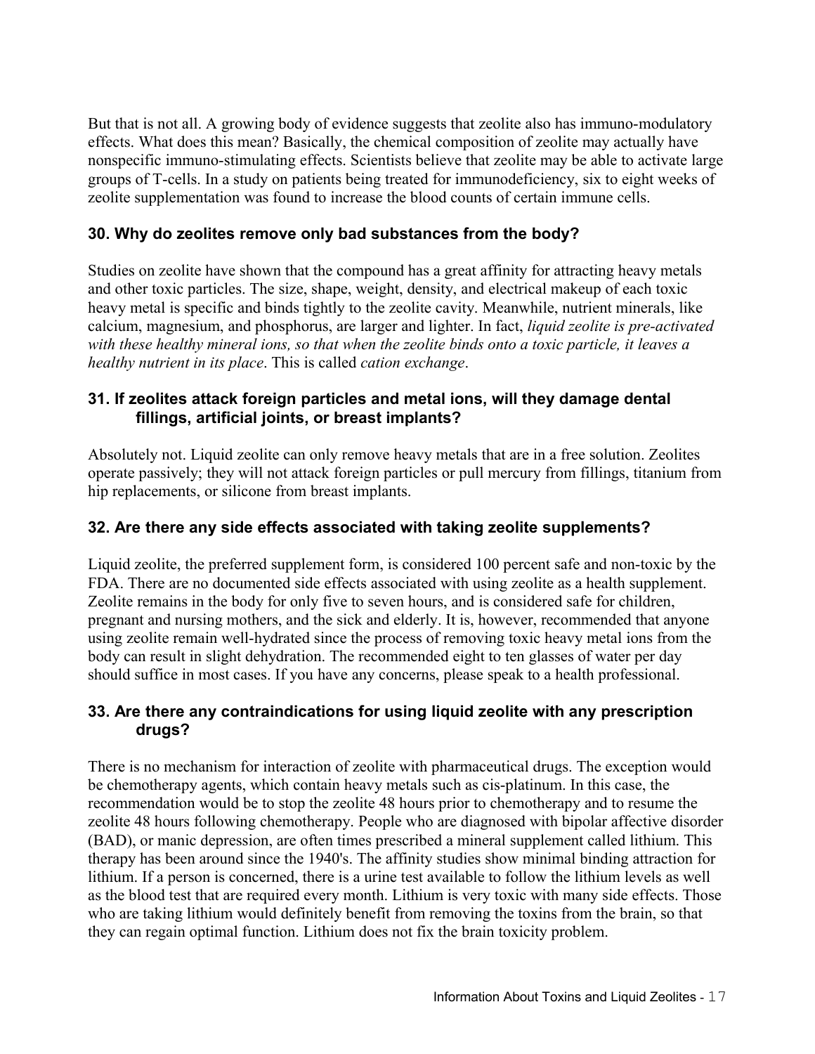But that is not all. A growing body of evidence suggests that zeolite also has immuno-modulatory effects. What does this mean? Basically, the chemical composition of zeolite may actually have nonspecific immuno-stimulating effects. Scientists believe that zeolite may be able to activate large groups of T-cells. In a study on patients being treated for immunodeficiency, six to eight weeks of zeolite supplementation was found to increase the blood counts of certain immune cells.

### 30. Why do zeolites remove only bad substances from the body?

Studies on zeolite have shown that the compound has a great affinity for attracting heavy metals and other toxic particles. The size, shape, weight, density, and electrical makeup of each toxic heavy metal is specific and binds tightly to the zeolite cavity. Meanwhile, nutrient minerals, like calcium, magnesium, and phosphorus, are larger and lighter. In fact, *liquid zeolite is pre-activated with these healthy mineral ions, so that when the zeolite binds onto a toxic particle, it leaves a healthy nutrient in its place*. This is called *cation exchange*.

### 31. If zeolites attack foreign particles and metal ions, will they damage dental fillings, artificial joints, or breast implants?

Absolutely not. Liquid zeolite can only remove heavy metals that are in a free solution. Zeolites operate passively; they will not attack foreign particles or pull mercury from fillings, titanium from hip replacements, or silicone from breast implants.

### 32. Are there any side effects associated with taking zeolite supplements?

Liquid zeolite, the preferred supplement form, is considered 100 percent safe and non-toxic by the FDA. There are no documented side effects associated with using zeolite as a health supplement. Zeolite remains in the body for only five to seven hours, and is considered safe for children, pregnant and nursing mothers, and the sick and elderly. It is, however, recommended that anyone using zeolite remain well-hydrated since the process of removing toxic heavy metal ions from the body can result in slight dehydration. The recommended eight to ten glasses of water per day should suffice in most cases. If you have any concerns, please speak to a health professional.

### 33. Are there any contraindications for using liquid zeolite with any prescription drugs?

There is no mechanism for interaction of zeolite with pharmaceutical drugs. The exception would be chemotherapy agents, which contain heavy metals such as cis-platinum. In this case, the recommendation would be to stop the zeolite 48 hours prior to chemotherapy and to resume the zeolite 48 hours following chemotherapy. People who are diagnosed with bipolar affective disorder (BAD), or manic depression, are often times prescribed a mineral supplement called lithium. This therapy has been around since the 1940's. The affinity studies show minimal binding attraction for lithium. If a person is concerned, there is a urine test available to follow the lithium levels as well as the blood test that are required every month. Lithium is very toxic with many side effects. Those who are taking lithium would definitely benefit from removing the toxins from the brain, so that they can regain optimal function. Lithium does not fix the brain toxicity problem.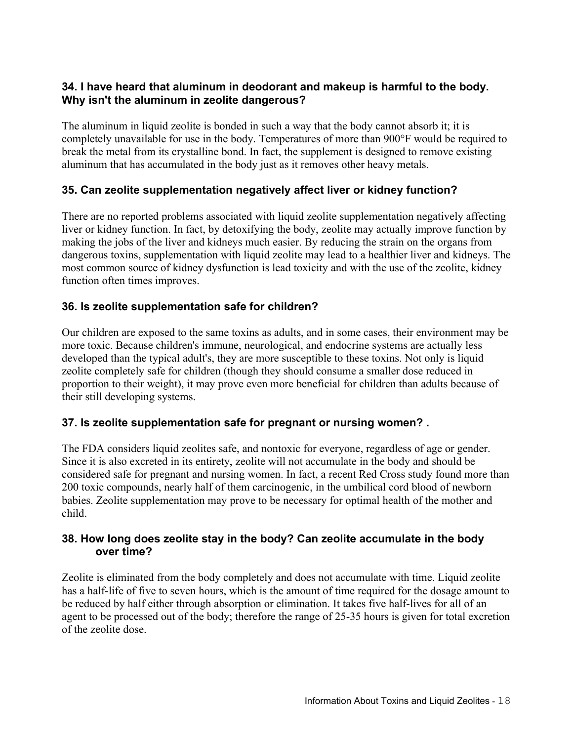### 34. I have heard that aluminum in deodorant and makeup is harmful to the body. Why isn't the aluminum in zeolite dangerous?

The aluminum in liquid zeolite is bonded in such a way that the body cannot absorb it; it is completely unavailable for use in the body. Temperatures of more than 900°F would be required to break the metal from its crystalline bond. In fact, the supplement is designed to remove existing aluminum that has accumulated in the body just as it removes other heavy metals.

### 35. Can zeolite supplementation negatively affect liver or kidney function?

There are no reported problems associated with liquid zeolite supplementation negatively affecting liver or kidney function. In fact, by detoxifying the body, zeolite may actually improve function by making the jobs of the liver and kidneys much easier. By reducing the strain on the organs from dangerous toxins, supplementation with liquid zeolite may lead to a healthier liver and kidneys. The most common source of kidney dysfunction is lead toxicity and with the use of the zeolite, kidney function often times improves.

### 36. Is zeolite supplementation safe for children?

Our children are exposed to the same toxins as adults, and in some cases, their environment may be more toxic. Because children's immune, neurological, and endocrine systems are actually less developed than the typical adult's, they are more susceptible to these toxins. Not only is liquid zeolite completely safe for children (though they should consume a smaller dose reduced in proportion to their weight), it may prove even more beneficial for children than adults because of their still developing systems.

### 37. Is zeolite supplementation safe for pregnant or nursing women? .

The FDA considers liquid zeolites safe, and nontoxic for everyone, regardless of age or gender. Since it is also excreted in its entirety, zeolite will not accumulate in the body and should be considered safe for pregnant and nursing women. In fact, a recent Red Cross study found more than 200 toxic compounds, nearly half of them carcinogenic, in the umbilical cord blood of newborn babies. Zeolite supplementation may prove to be necessary for optimal health of the mother and child.

### 38. How long does zeolite stay in the body? Can zeolite accumulate in the body over time?

Zeolite is eliminated from the body completely and does not accumulate with time. Liquid zeolite has a half-life of five to seven hours, which is the amount of time required for the dosage amount to be reduced by half either through absorption or elimination. It takes five half-lives for all of an agent to be processed out of the body; therefore the range of 25-35 hours is given for total excretion of the zeolite dose.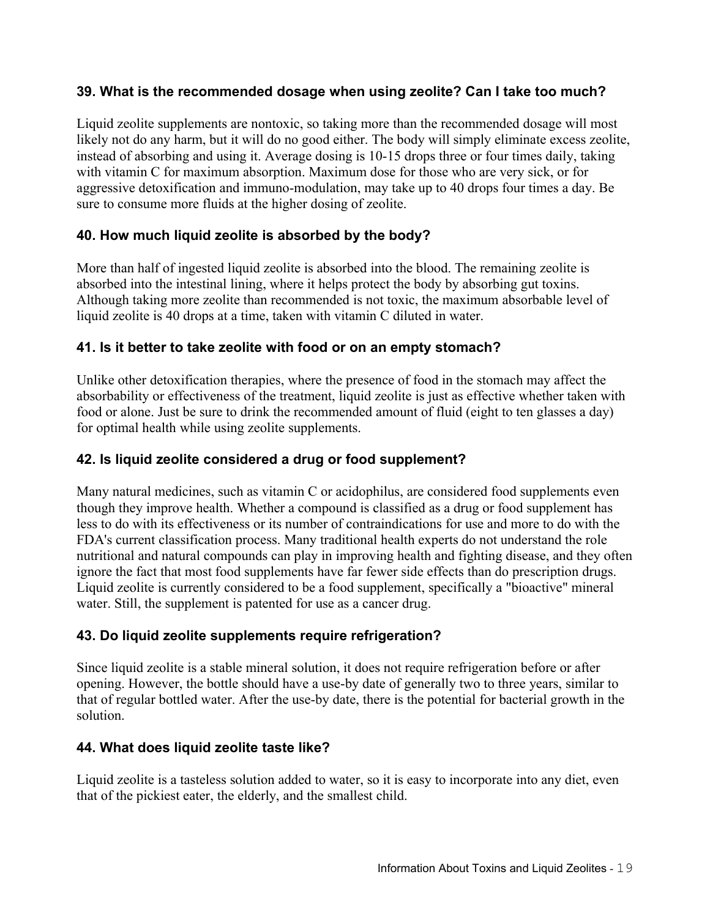### 39. What is the recommended dosage when using zeolite? Can I take too much?

Liquid zeolite supplements are nontoxic, so taking more than the recommended dosage will most likely not do any harm, but it will do no good either. The body will simply eliminate excess zeolite, instead of absorbing and using it. Average dosing is 10-15 drops three or four times daily, taking with vitamin C for maximum absorption. Maximum dose for those who are very sick, or for aggressive detoxification and immuno-modulation, may take up to 40 drops four times a day. Be sure to consume more fluids at the higher dosing of zeolite.

### 40. How much liquid zeolite is absorbed by the body?

More than half of ingested liquid zeolite is absorbed into the blood. The remaining zeolite is absorbed into the intestinal lining, where it helps protect the body by absorbing gut toxins. Although taking more zeolite than recommended is not toxic, the maximum absorbable level of liquid zeolite is 40 drops at a time, taken with vitamin C diluted in water.

### 41. Is it better to take zeolite with food or on an empty stomach?

Unlike other detoxification therapies, where the presence of food in the stomach may affect the absorbability or effectiveness of the treatment, liquid zeolite is just as effective whether taken with food or alone. Just be sure to drink the recommended amount of fluid (eight to ten glasses a day) for optimal health while using zeolite supplements.

### 42. Is liquid zeolite considered a drug or food supplement?

Many natural medicines, such as vitamin C or acidophilus, are considered food supplements even though they improve health. Whether a compound is classified as a drug or food supplement has less to do with its effectiveness or its number of contraindications for use and more to do with the FDA's current classification process. Many traditional health experts do not understand the role nutritional and natural compounds can play in improving health and fighting disease, and they often ignore the fact that most food supplements have far fewer side effects than do prescription drugs. Liquid zeolite is currently considered to be a food supplement, specifically a "bioactive" mineral water. Still, the supplement is patented for use as a cancer drug.

### 43. Do liquid zeolite supplements require refrigeration?

Since liquid zeolite is a stable mineral solution, it does not require refrigeration before or after opening. However, the bottle should have a use-by date of generally two to three years, similar to that of regular bottled water. After the use-by date, there is the potential for bacterial growth in the solution.

### 44. What does liquid zeolite taste like?

Liquid zeolite is a tasteless solution added to water, so it is easy to incorporate into any diet, even that of the pickiest eater, the elderly, and the smallest child.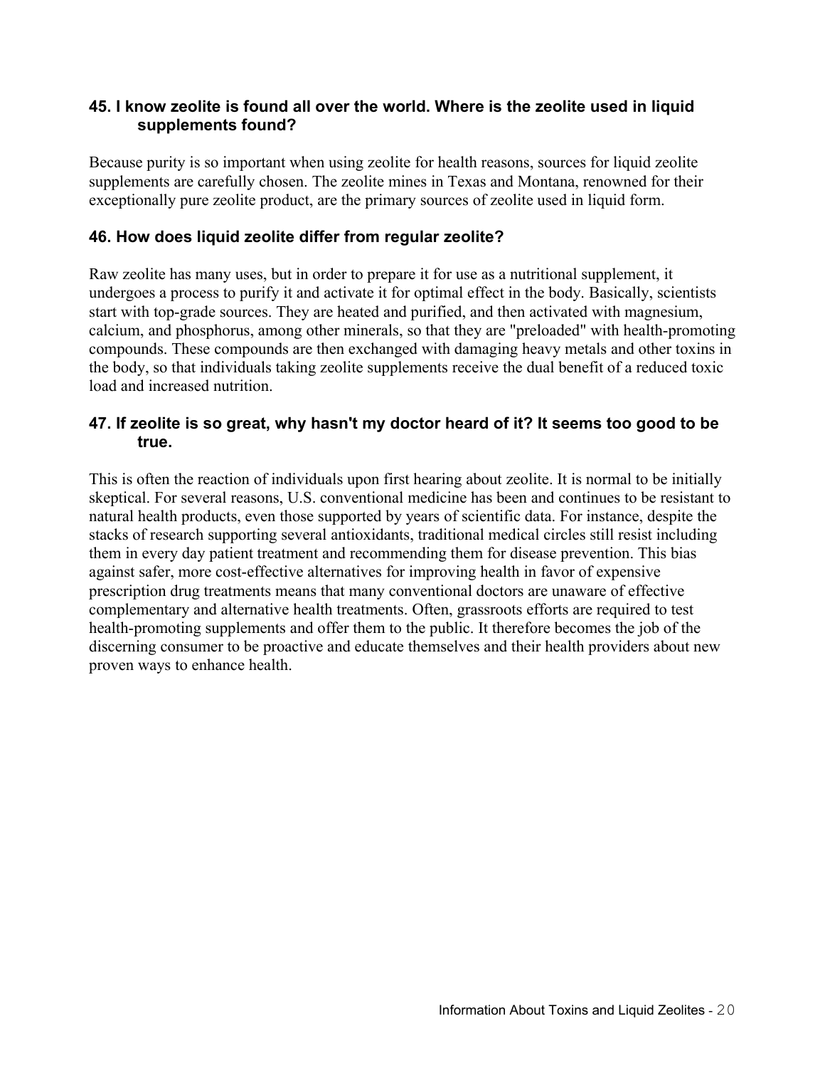### 45. I know zeolite is found all over the world. Where is the zeolite used in liquid supplements found?

Because purity is so important when using zeolite for health reasons, sources for liquid zeolite supplements are carefully chosen. The zeolite mines in Texas and Montana, renowned for their exceptionally pure zeolite product, are the primary sources of zeolite used in liquid form.

### 46. How does liquid zeolite differ from regular zeolite?

Raw zeolite has many uses, but in order to prepare it for use as a nutritional supplement, it undergoes a process to purify it and activate it for optimal effect in the body. Basically, scientists start with top-grade sources. They are heated and purified, and then activated with magnesium, calcium, and phosphorus, among other minerals, so that they are "preloaded" with health-promoting compounds. These compounds are then exchanged with damaging heavy metals and other toxins in the body, so that individuals taking zeolite supplements receive the dual benefit of a reduced toxic load and increased nutrition.

### 47. If zeolite is so great, why hasn't my doctor heard of it? It seems too good to be true.

This is often the reaction of individuals upon first hearing about zeolite. It is normal to be initially skeptical. For several reasons, U.S. conventional medicine has been and continues to be resistant to natural health products, even those supported by years of scientific data. For instance, despite the stacks of research supporting several antioxidants, traditional medical circles still resist including them in every day patient treatment and recommending them for disease prevention. This bias against safer, more cost-effective alternatives for improving health in favor of expensive prescription drug treatments means that many conventional doctors are unaware of effective complementary and alternative health treatments. Often, grassroots efforts are required to test health-promoting supplements and offer them to the public. It therefore becomes the job of the discerning consumer to be proactive and educate themselves and their health providers about new proven ways to enhance health.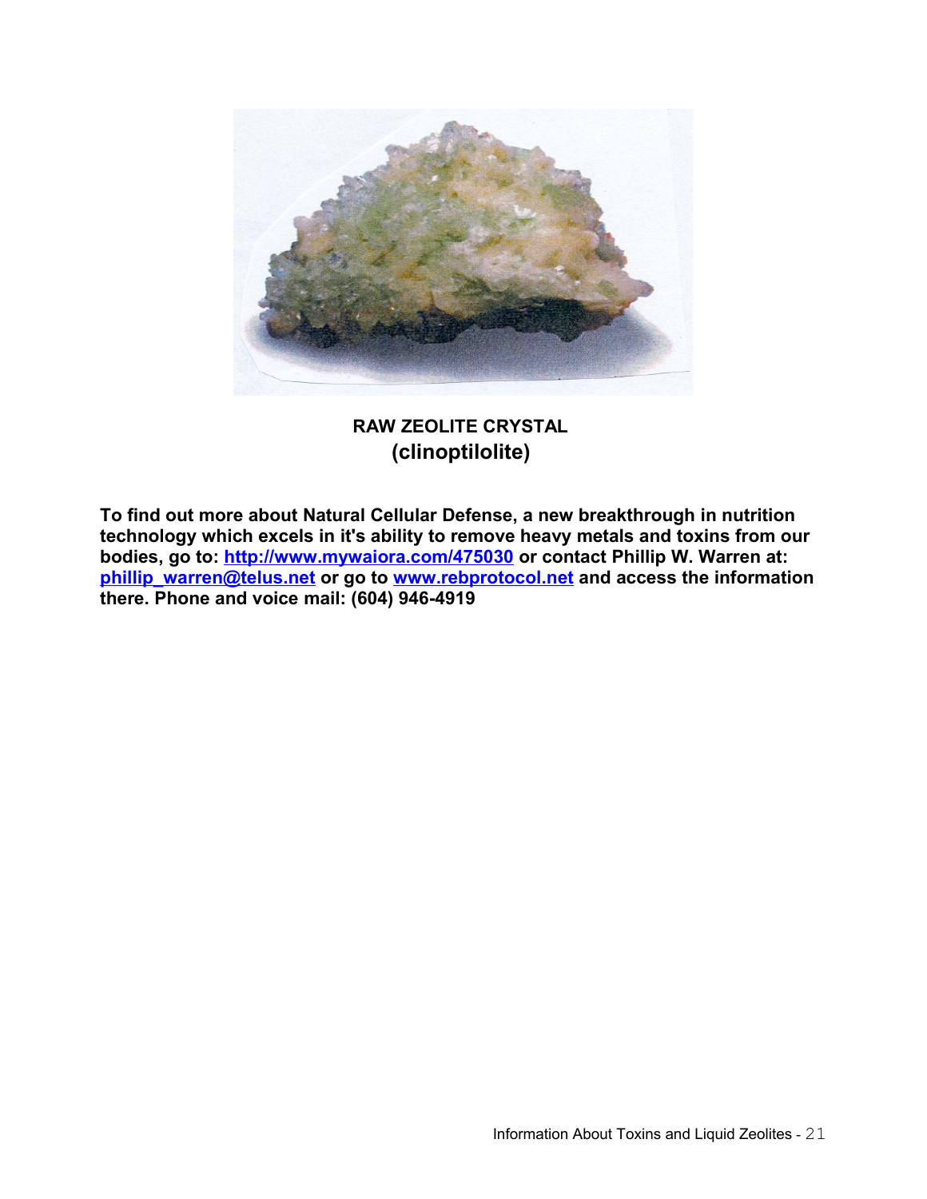**RAW ZEOLITE CRYSTAL**
**(clinoptilolite)**

**To find out more about Natural Cellular Defense, a new breakthrough in nutrition technology which excels in it's ability to remove heavy metals and toxins from our bodies, go to: [http://www.mywaiora.com/475030](http://www.mywaiora.com/475030) or contact Phillip W. Warren at: [phillip_warren@telus.net](mailto:phillip_warren@telus.net) or go to [www.rebprotocol.net](http://www.rebprotocol.net) and access the information there. Phone and voice mail: (604) 946-4919**